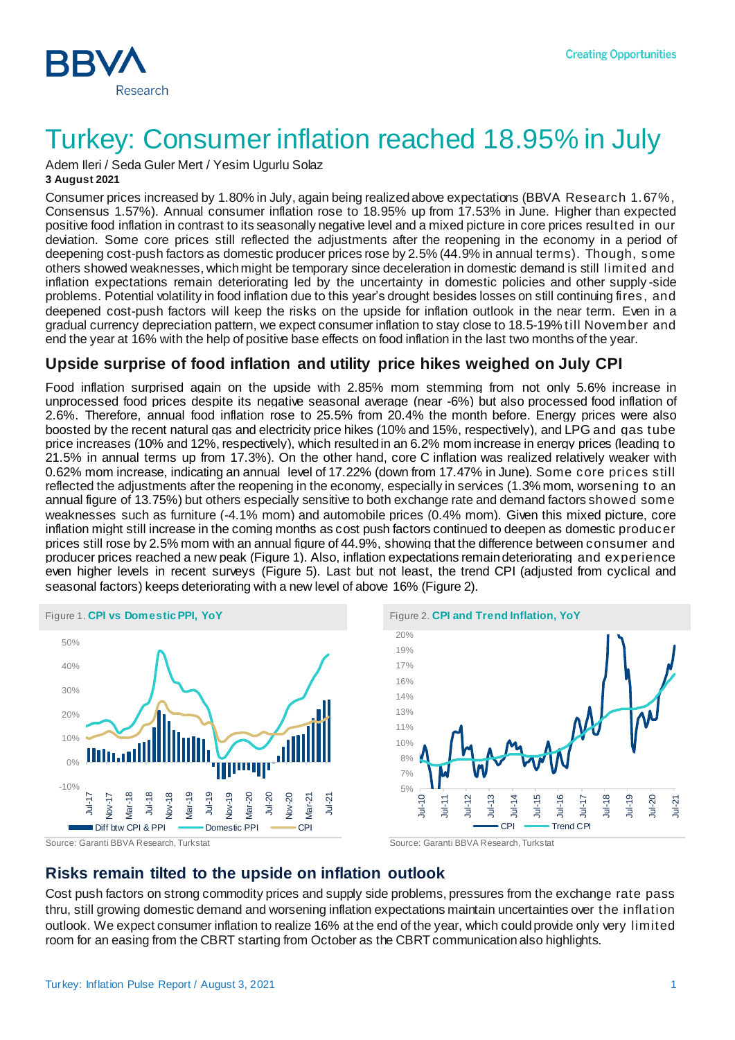# Turkey: Consumer inflation reached 18.95% in July

Adem Ileri / Seda Guler Mert / Yesim Ugurlu Solaz
**3 August 2021**

Consumer prices increased by 1.80% in July, again being realized above expectations (BBVA Research 1.67%, Consensus 1.57%). Annual consumer inflation rose to 18.95% up from 17.53% in June. Higher than expected positive food inflation in contrast to its seasonally negative level and a mixed picture in core prices resulted in our deviation. Some core prices still reflected the adjustments after the reopening in the economy in a period of deepening cost-push factors as domestic producer prices rose by 2.5% (44.9% in annual terms). Though, some others showed weaknesses, which might be temporary since deceleration in domestic demand is still limited and inflation expectations remain deteriorating led by the uncertainty in domestic policies and other supply-side problems. Potential volatility in food inflation due to this year's drought besides losses on still continuing fires, and deepened cost-push factors will keep the risks on the upside for inflation outlook in the near term. Even in a gradual currency depreciation pattern, we expect consumer inflation to stay close to 18.5-19% till November and end the year at 16% with the help of positive base effects on food inflation in the last two months of the year.

## Upside surprise of food inflation and utility price hikes weighed on July CPI

Food inflation surprised again on the upside with 2.85% mom stemming from not only 5.6% increase in unprocessed food prices despite its negative seasonal average (near -6%) but also processed food inflation of 2.6%. Therefore, annual food inflation rose to 25.5% from 20.4% the month before. Energy prices were also boosted by the recent natural gas and electricity price hikes (10% and 15%, respectively), and LPG and gas tube price increases (10% and 12%, respectively), which resulted in an 6.2% mom increase in energy prices (leading to 21.5% in annual terms up from 17.3%). On the other hand, core C inflation was realized relatively weaker with 0.62% mom increase, indicating an annual level of 17.22% (down from 17.47% in June). Some core prices still reflected the adjustments after the reopening in the economy, especially in services (1.3% mom, worsening to an annual figure of 13.75%) but others especially sensitive to both exchange rate and demand factors showed some weaknesses such as furniture (-4.1% mom) and automobile prices (0.4% mom). Given this mixed picture, core inflation might still increase in the coming months as cost push factors continued to deepen as domestic producer prices still rose by 2.5% mom with an annual figure of 44.9%, showing that the difference between consumer and producer prices reached a new peak (Figure 1). Also, inflation expectations remain deteriorating and experience even higher levels in recent surveys (Figure 5). Last but not least, the trend CPI (adjusted from cyclical and seasonal factors) keeps deteriorating with a new level of above 16% (Figure 2).

Figure 1. **CPI vs Domestic PPI, YoY**

Source: Garanti BBVA Research, Turkstat

Figure 2. **CPI and Trend Inflation, YoY**

Source: Garanti BBVA Research, Turkstat

## Risks remain tilted to the upside on inflation outlook

Cost push factors on strong commodity prices and supply side problems, pressures from the exchange rate pass thru, still growing domestic demand and worsening inflation expectations maintain uncertainties over the inflation outlook. We expect consumer inflation to realize 16% at the end of the year, which could provide only very limited room for an easing from the CBRT starting from October as the CBRT communication also highlights.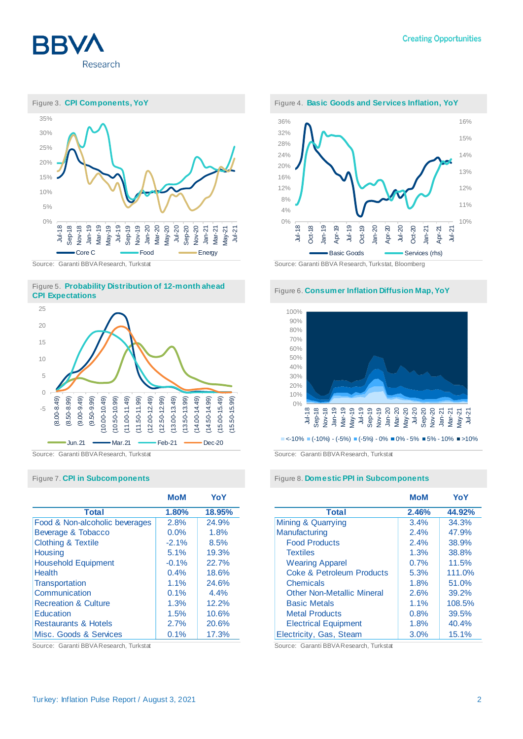Figure 3. **CPI Components, YoY**

Source: Garanti BBVA Research, Turkstat

Figure 4. **Basic Goods and Services Inflation, YoY**

Source: Garanti BBVA Research, Turkstat, Bloomberg

Figure 5. **Probability Distribution of 12-month ahead CPI Expectations**

Source: Garanti BBVA Research, Turkstat

Figure 6. **Consumer Inflation Diffusion Map, YoY**

Source: Garanti BBVA Research, Turkstat

Figure 7. **CPI in Subcomponents**

| | MoM | YoY |
|---|---|---|
| **Total** | **1.80%** | **18.95%** |
| Food & Non-alcoholic beverages | 2.8% | 24.9% |
| Beverage & Tobacco | 0.0% | 1.8% |
| Clothing & Textile | -2.1% | 8.5% |
| Housing | 5.1% | 19.3% |
| Household Equipment | -0.1% | 22.7% |
| Health | 0.4% | 18.6% |
| Transportation | 1.1% | 24.6% |
| Communication | 0.1% | 4.4% |
| Recreation & Culture | 1.3% | 12.2% |
| Education | 1.5% | 10.6% |
| Restaurants & Hotels | 2.7% | 20.6% |
| Misc. Goods & Services | 0.1% | 17.3% |

Source: Garanti BBVA Research, Turkstat

Figure 8. **Domestic PPI in Subcomponents**

| | MoM | YoY |
|---|---|---|
| **Total** | **2.46%** | **44.92%** |
| Mining & Quarrying | 3.4% | 34.3% |
| Manufacturing | 2.4% | 47.9% |
| Food Products | 2.4% | 38.9% |
| Textiles | 1.3% | 38.8% |
| Wearing Apparel | 0.7% | 11.5% |
| Coke & Petroleum Products | 5.3% | 111.0% |
| Chemicals | 1.8% | 51.0% |
| Other Non-Metallic Mineral | 2.6% | 39.2% |
| Basic Metals | 1.1% | 108.5% |
| Metal Products | 0.8% | 39.5% |
| Electrical Equipment | 1.8% | 40.4% |
| Electricity, Gas, Steam | 3.0% | 15.1% |

Source: Garanti BBVA Research, Turkstat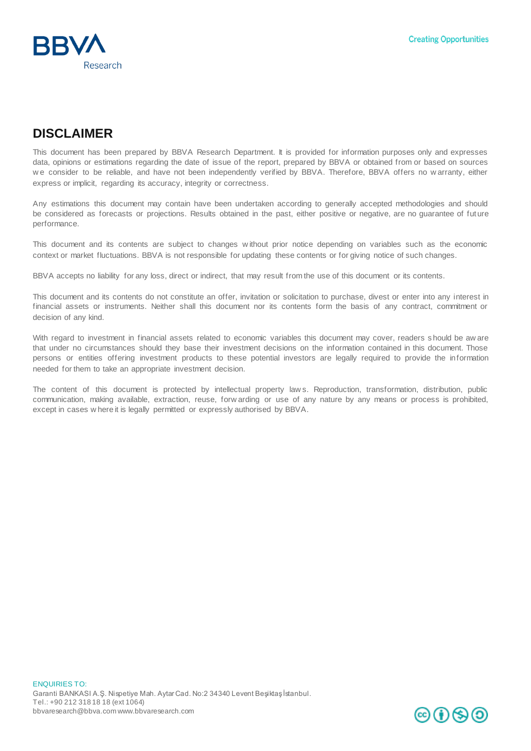# DISCLAIMER

This document has been prepared by BBVA Research Department. It is provided for information purposes only and expresses data, opinions or estimations regarding the date of issue of the report, prepared by BBVA or obtained from or based on sources we consider to be reliable, and have not been independently verified by BBVA. Therefore, BBVA offers no warranty, either express or implicit, regarding its accuracy, integrity or correctness.

Any estimations this document may contain have been undertaken according to generally accepted methodologies and should be considered as forecasts or projections. Results obtained in the past, either positive or negative, are no guarantee of future performance.

This document and its contents are subject to changes without prior notice depending on variables such as the economic context or market fluctuations. BBVA is not responsible for updating these contents or for giving notice of such changes.

BBVA accepts no liability for any loss, direct or indirect, that may result from the use of this document or its contents.

This document and its contents do not constitute an offer, invitation or solicitation to purchase, divest or enter into any interest in financial assets or instruments. Neither shall this document nor its contents form the basis of any contract, commitment or decision of any kind.

With regard to investment in financial assets related to economic variables this document may cover, readers should be aware that under no circumstances should they base their investment decisions on the information contained in this document. Those persons or entities offering investment products to these potential investors are legally required to provide the information needed for them to take an appropriate investment decision.

The content of this document is protected by intellectual property laws. Reproduction, transformation, distribution, public communication, making available, extraction, reuse, forwarding or use of any nature by any means or process is prohibited, except in cases where it is legally permitted or expressly authorised by BBVA.

ENQUIRIES TO:
Garanti BANKASI A.Ş. Nispetiye Mah. Aytar Cad. No:2 34340 Levent Beşiktaş İstanbul.
Tel.: +90 212 318 18 18 (ext 1064)
bbvaresearch@bbva.com www.bbvaresearch.com